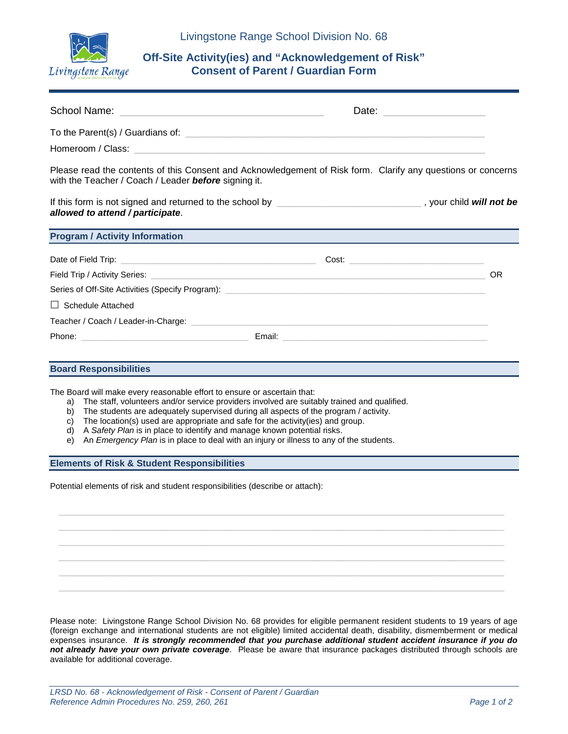Livingstone Range School Division No. 68

# Off-Site Activity(ies) and "Acknowledgement of Risk" Consent of Parent / Guardian Form

School Name: ______________________________ Date: ______________

To the Parent(s) / Guardians of: ____________________________________________

Homeroom / Class: ____________________________________________________

Please read the contents of this Consent and Acknowledgement of Risk form. Clarify any questions or concerns with the Teacher / Coach / Leader ***before*** signing it.

If this form is not signed and returned to the school by ______________________, your child ***will not be allowed to attend / participate***.

## Program / Activity Information

Date of Field Trip: ______________________________ Cost: ____________________

Field Trip / Activity Series: ____________________________________________ OR

Series of Off-Site Activities (Specify Program): ____________________________

☐ Schedule Attached

Teacher / Coach / Leader-in-Charge: ____________________________________________

Phone: __________________________ Email: __________________________________

## Board Responsibilities

The Board will make every reasonable effort to ensure or ascertain that:

a) The staff, volunteers and/or service providers involved are suitably trained and qualified.
b) The students are adequately supervised during all aspects of the program / activity.
c) The location(s) used are appropriate and safe for the activity(ies) and group.
d) A *Safety Plan* is in place to identify and manage known potential risks.
e) An *Emergency Plan* is in place to deal with an injury or illness to any of the students.

## Elements of Risk & Student Responsibilities

Potential elements of risk and student responsibilities (describe or attach):

______________________________________________________________________________

______________________________________________________________________________

______________________________________________________________________________

______________________________________________________________________________

______________________________________________________________________________

______________________________________________________________________________

Please note: Livingstone Range School Division No. 68 provides for eligible permanent resident students to 19 years of age (foreign exchange and international students are not eligible) limited accidental death, disability, dismemberment or medical expenses insurance. ***It is strongly recommended that you purchase additional student accident insurance if you do not already have your own private coverage***. Please be aware that insurance packages distributed through schools are available for additional coverage.

*LRSD No. 68 - Acknowledgement of Risk - Consent of Parent / Guardian*
*Reference Admin Procedures No. 259, 260, 261*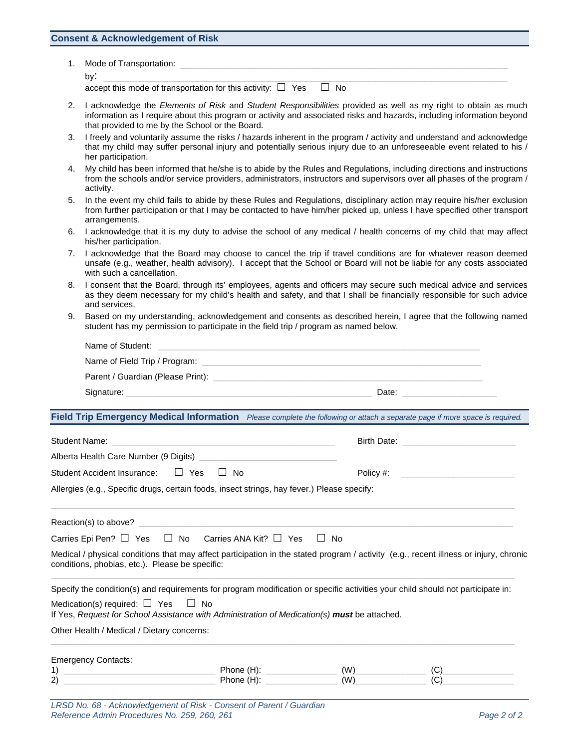## Consent & Acknowledgement of Risk

1. Mode of Transportation: ______________________________________________
   by: ______________________________________________
   accept this mode of transportation for this activity: ☐ Yes ☐ No
2. I acknowledge the *Elements of Risk* and *Student Responsibilities* provided as well as my right to obtain as much information as I require about this program or activity and associated risks and hazards, including information beyond that provided to me by the School or the Board.
3. I freely and voluntarily assume the risks / hazards inherent in the program / activity and understand and acknowledge that my child may suffer personal injury and potentially serious injury due to an unforeseeable event related to his / her participation.
4. My child has been informed that he/she is to abide by the Rules and Regulations, including directions and instructions from the schools and/or service providers, administrators, instructors and supervisors over all phases of the program / activity.
5. In the event my child fails to abide by these Rules and Regulations, disciplinary action may require his/her exclusion from further participation or that I may be contacted to have him/her picked up, unless I have specified other transport arrangements.
6. I acknowledge that it is my duty to advise the school of any medical / health concerns of my child that may affect his/her participation.
7. I acknowledge that the Board may choose to cancel the trip if travel conditions are for whatever reason deemed unsafe (e.g., weather, health advisory). I accept that the School or Board will not be liable for any costs associated with such a cancellation.
8. I consent that the Board, through its' employees, agents and officers may secure such medical advice and services as they deem necessary for my child's health and safety, and that I shall be financially responsible for such advice and services.
9. Based on my understanding, acknowledgement and consents as described herein, I agree that the following named student has my permission to participate in the field trip / program as named below.

   Name of Student: ______________________________________________

   Name of Field Trip / Program: ______________________________________________

   Parent / Guardian (Please Print): ______________________________________________

   Signature: ______________________________________________ Date: ____________________

## Field Trip Emergency Medical Information

*Please complete the following or attach a separate page if more space is required.*

Student Name: ______________________________________________ Birth Date: ________________________

Alberta Health Care Number (9 Digits) ____________________________

Student Accident Insurance: ☐ Yes ☐ No Policy #: ________________________

Allergies (e.g., Specific drugs, certain foods, insect strings, hay fever.) Please specify:

______________________________________________

Reaction(s) to above? ______________________________________________

Carries Epi Pen? ☐ Yes ☐ No Carries ANA Kit? ☐ Yes ☐ No

Medical / physical conditions that may affect participation in the stated program / activity (e.g., recent illness or injury, chronic conditions, phobias, etc.). Please be specific:

______________________________________________

Specify the condition(s) and requirements for program modification or specific activities your child should not participate in:

Medication(s) required: ☐ Yes ☐ No
If Yes, *Request for School Assistance with Administration of Medication(s)* ***must*** be attached.

Other Health / Medical / Dietary concerns:

______________________________________________

Emergency Contacts:
1) ______________________________ Phone (H): ______________ (W)______________ (C)______________
2) ______________________________ Phone (H): ______________ (W)______________ (C)______________

*LRSD No. 68 - Acknowledgement of Risk - Consent of Parent / Guardian*
*Reference Admin Procedures No. 259, 260, 261*